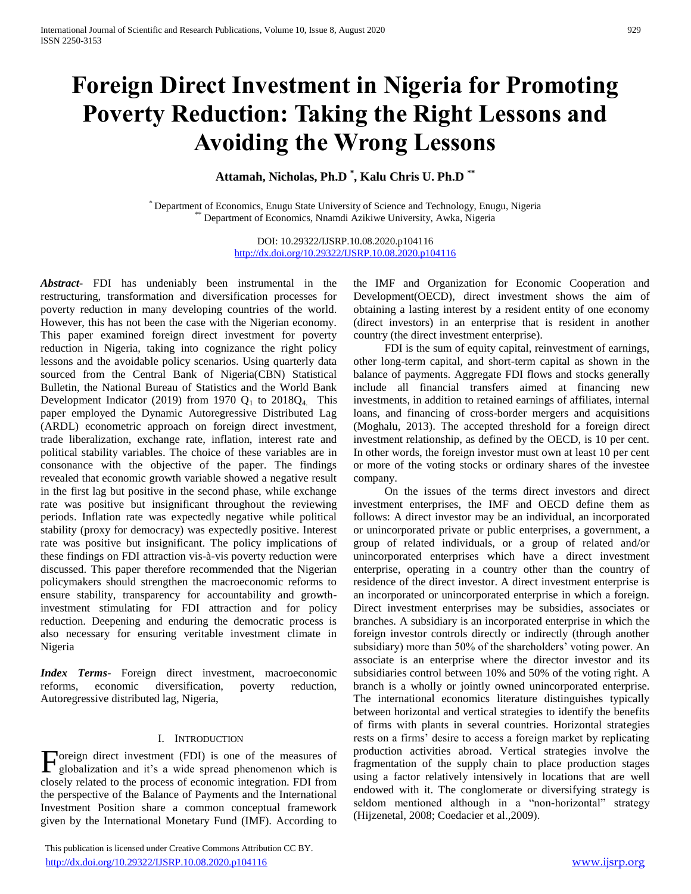# Foreign Direct Investment in Nigeria for Promoting Poverty Reduction: Taking the Right Lessons and Avoiding the Wrong Lessons

**Attamah, Nicholas, Ph.D [*], Kalu Chris U. Ph.D [**]**

[*] Department of Economics, Enugu State University of Science and Technology, Enugu, Nigeria
[**] Department of Economics, Nnamdi Azikiwe University, Awka, Nigeria

DOI: 10.29322/IJSRP.10.08.2020.p104116
http://dx.doi.org/10.29322/IJSRP.10.08.2020.p104116

***Abstract***- FDI has undeniably been instrumental in the restructuring, transformation and diversification processes for poverty reduction in many developing countries of the world. However, this has not been the case with the Nigerian economy. This paper examined foreign direct investment for poverty reduction in Nigeria, taking into cognizance the right policy lessons and the avoidable policy scenarios. Using quarterly data sourced from the Central Bank of Nigeria(CBN) Statistical Bulletin, the National Bureau of Statistics and the World Bank Development Indicator (2019) from 1970 $Q_1$ to 2018$Q_4$. This paper employed the Dynamic Autoregressive Distributed Lag (ARDL) econometric approach on foreign direct investment, trade liberalization, exchange rate, inflation, interest rate and political stability variables. The choice of these variables are in consonance with the objective of the paper. The findings revealed that economic growth variable showed a negative result in the first lag but positive in the second phase, while exchange rate was positive but insignificant throughout the reviewing periods. Inflation rate was expectedly negative while political stability (proxy for democracy) was expectedly positive. Interest rate was positive but insignificant. The policy implications of these findings on FDI attraction vis-à-vis poverty reduction were discussed. This paper therefore recommended that the Nigerian policymakers should strengthen the macroeconomic reforms to ensure stability, transparency for accountability and growth-investment stimulating for FDI attraction and for policy reduction. Deepening and enduring the democratic process is also necessary for ensuring veritable investment climate in Nigeria

***Index Terms***- Foreign direct investment, macroeconomic reforms, economic diversification, poverty reduction, Autoregressive distributed lag, Nigeria,

## I. Introduction

Foreign direct investment (FDI) is one of the measures of globalization and it's a wide spread phenomenon which is closely related to the process of economic integration. FDI from the perspective of the Balance of Payments and the International Investment Position share a common conceptual framework given by the International Monetary Fund (IMF). According to the IMF and Organization for Economic Cooperation and Development(OECD), direct investment shows the aim of obtaining a lasting interest by a resident entity of one economy (direct investors) in an enterprise that is resident in another country (the direct investment enterprise).

FDI is the sum of equity capital, reinvestment of earnings, other long-term capital, and short-term capital as shown in the balance of payments. Aggregate FDI flows and stocks generally include all financial transfers aimed at financing new investments, in addition to retained earnings of affiliates, internal loans, and financing of cross-border mergers and acquisitions (Moghalu, 2013). The accepted threshold for a foreign direct investment relationship, as defined by the OECD, is 10 per cent. In other words, the foreign investor must own at least 10 per cent or more of the voting stocks or ordinary shares of the investee company.

On the issues of the terms direct investors and direct investment enterprises, the IMF and OECD define them as follows: A direct investor may be an individual, an incorporated or unincorporated private or public enterprises, a government, a group of related individuals, or a group of related and/or unincorporated enterprises which have a direct investment enterprise, operating in a country other than the country of residence of the direct investor. A direct investment enterprise is an incorporated or unincorporated enterprise in which a foreign. Direct investment enterprises may be subsidies, associates or branches. A subsidiary is an incorporated enterprise in which the foreign investor controls directly or indirectly (through another subsidiary) more than 50% of the shareholders' voting power. An associate is an enterprise where the director investor and its subsidiaries control between 10% and 50% of the voting right. A branch is a wholly or jointly owned unincorporated enterprise. The international economics literature distinguishes typically between horizontal and vertical strategies to identify the benefits of firms with plants in several countries. Horizontal strategies rests on a firms' desire to access a foreign market by replicating production activities abroad. Vertical strategies involve the fragmentation of the supply chain to place production stages using a factor relatively intensively in locations that are well endowed with it. The conglomerate or diversifying strategy is seldom mentioned although in a "non-horizontal" strategy (Hijzenetal, 2008; Coedacier et al.,2009).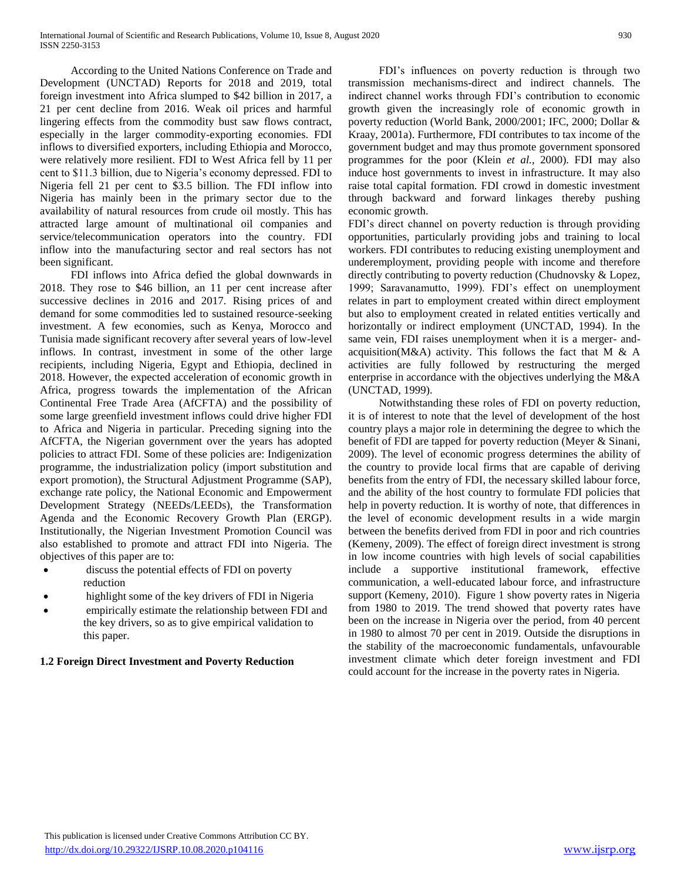According to the United Nations Conference on Trade and Development (UNCTAD) Reports for 2018 and 2019, total foreign investment into Africa slumped to $42 billion in 2017, a 21 per cent decline from 2016. Weak oil prices and harmful lingering effects from the commodity bust saw flows contract, especially in the larger commodity-exporting economies. FDI inflows to diversified exporters, including Ethiopia and Morocco, were relatively more resilient. FDI to West Africa fell by 11 per cent to $11.3 billion, due to Nigeria's economy depressed. FDI to Nigeria fell 21 per cent to $3.5 billion. The FDI inflow into Nigeria has mainly been in the primary sector due to the availability of natural resources from crude oil mostly. This has attracted large amount of multinational oil companies and service/telecommunication operators into the country. FDI inflow into the manufacturing sector and real sectors has not been significant.

FDI inflows into Africa defied the global downwards in 2018. They rose to $46 billion, an 11 per cent increase after successive declines in 2016 and 2017. Rising prices of and demand for some commodities led to sustained resource-seeking investment. A few economies, such as Kenya, Morocco and Tunisia made significant recovery after several years of low-level inflows. In contrast, investment in some of the other large recipients, including Nigeria, Egypt and Ethiopia, declined in 2018. However, the expected acceleration of economic growth in Africa, progress towards the implementation of the African Continental Free Trade Area (AfCFTA) and the possibility of some large greenfield investment inflows could drive higher FDI to Africa and Nigeria in particular. Preceding signing into the AfCFTA, the Nigerian government over the years has adopted policies to attract FDI. Some of these policies are: Indigenization programme, the industrialization policy (import substitution and export promotion), the Structural Adjustment Programme (SAP), exchange rate policy, the National Economic and Empowerment Development Strategy (NEEDs/LEEDs), the Transformation Agenda and the Economic Recovery Growth Plan (ERGP). Institutionally, the Nigerian Investment Promotion Council was also established to promote and attract FDI into Nigeria. The objectives of this paper are to:

- discuss the potential effects of FDI on poverty reduction
- highlight some of the key drivers of FDI in Nigeria
- empirically estimate the relationship between FDI and the key drivers, so as to give empirical validation to this paper.

### 1.2 Foreign Direct Investment and Poverty Reduction

FDI's influences on poverty reduction is through two transmission mechanisms-direct and indirect channels. The indirect channel works through FDI's contribution to economic growth given the increasingly role of economic growth in poverty reduction (World Bank, 2000/2001; IFC, 2000; Dollar & Kraay, 2001a). Furthermore, FDI contributes to tax income of the government budget and may thus promote government sponsored programmes for the poor (Klein *et al.,* 2000). FDI may also induce host governments to invest in infrastructure. It may also raise total capital formation. FDI crowd in domestic investment through backward and forward linkages thereby pushing economic growth.

FDI's direct channel on poverty reduction is through providing opportunities, particularly providing jobs and training to local workers. FDI contributes to reducing existing unemployment and underemployment, providing people with income and therefore directly contributing to poverty reduction (Chudnovsky & Lopez, 1999; Saravanamutto, 1999). FDI's effect on unemployment relates in part to employment created within direct employment but also to employment created in related entities vertically and horizontally or indirect employment (UNCTAD, 1994). In the same vein, FDI raises unemployment when it is a merger- and-acquisition(M&A) activity. This follows the fact that M & A activities are fully followed by restructuring the merged enterprise in accordance with the objectives underlying the M&A (UNCTAD, 1999).

Notwithstanding these roles of FDI on poverty reduction, it is of interest to note that the level of development of the host country plays a major role in determining the degree to which the benefit of FDI are tapped for poverty reduction (Meyer & Sinani, 2009). The level of economic progress determines the ability of the country to provide local firms that are capable of deriving benefits from the entry of FDI, the necessary skilled labour force, and the ability of the host country to formulate FDI policies that help in poverty reduction. It is worthy of note, that differences in the level of economic development results in a wide margin between the benefits derived from FDI in poor and rich countries (Kemeny, 2009). The effect of foreign direct investment is strong in low income countries with high levels of social capabilities include a supportive institutional framework, effective communication, a well-educated labour force, and infrastructure support (Kemeny, 2010). Figure 1 show poverty rates in Nigeria from 1980 to 2019. The trend showed that poverty rates have been on the increase in Nigeria over the period, from 40 percent in 1980 to almost 70 per cent in 2019. Outside the disruptions in the stability of the macroeconomic fundamentals, unfavourable investment climate which deter foreign investment and FDI could account for the increase in the poverty rates in Nigeria.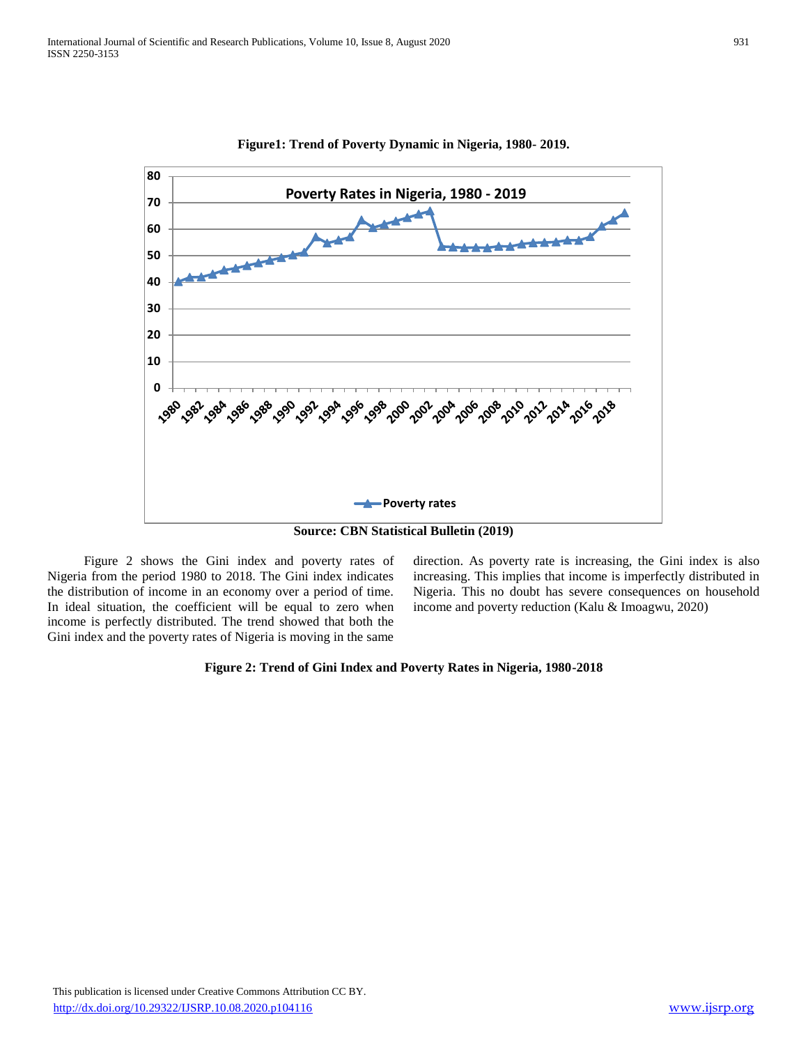**Figure1: Trend of Poverty Dynamic in Nigeria, 1980- 2019.**

**Source: CBN Statistical Bulletin (2019)**

Figure 2 shows the Gini index and poverty rates of Nigeria from the period 1980 to 2018. The Gini index indicates the distribution of income in an economy over a period of time. In ideal situation, the coefficient will be equal to zero when income is perfectly distributed. The trend showed that both the Gini index and the poverty rates of Nigeria is moving in the same direction. As poverty rate is increasing, the Gini index is also increasing. This implies that income is imperfectly distributed in Nigeria. This no doubt has severe consequences on household income and poverty reduction (Kalu & Imoagwu, 2020)

**Figure 2: Trend of Gini Index and Poverty Rates in Nigeria, 1980-2018**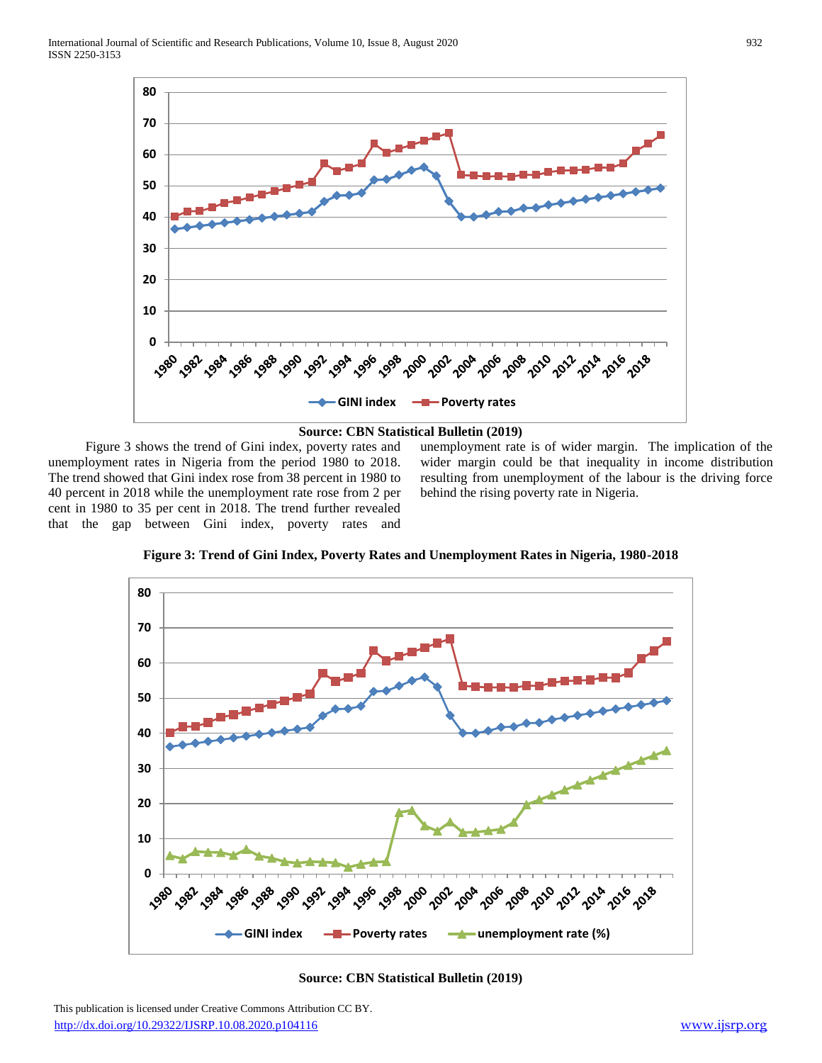Source: CBN Statistical Bulletin (2019)

Figure 3 shows the trend of Gini index, poverty rates and unemployment rates in Nigeria from the period 1980 to 2018. The trend showed that Gini index rose from 38 percent in 1980 to 40 percent in 2018 while the unemployment rate rose from 2 per cent in 1980 to 35 per cent in 2018. The trend further revealed that the gap between Gini index, poverty rates and unemployment rate is of wider margin. The implication of the wider margin could be that inequality in income distribution resulting from unemployment of the labour is the driving force behind the rising poverty rate in Nigeria.

**Figure 3: Trend of Gini Index, Poverty Rates and Unemployment Rates in Nigeria, 1980-2018**

**Source: CBN Statistical Bulletin (2019)**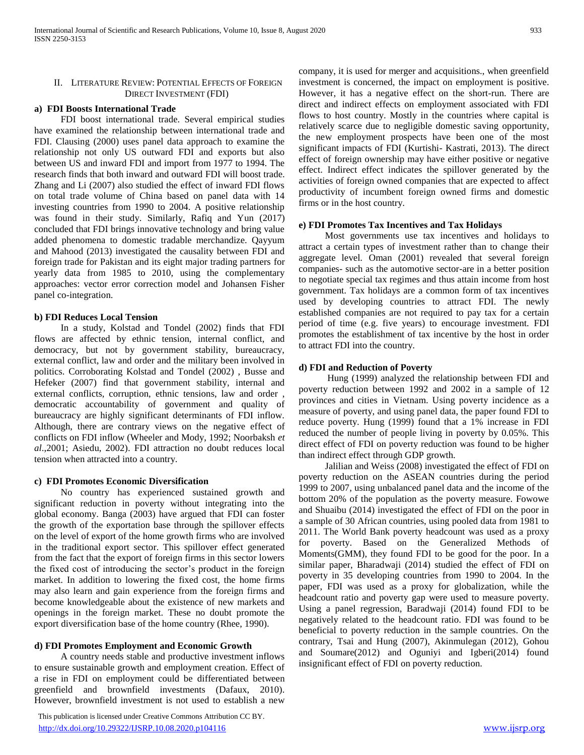## II. Literature Review: Potential Effects of Foreign Direct Investment (FDI)

### a) FDI Boosts International Trade

FDI boost international trade. Several empirical studies have examined the relationship between international trade and FDI. Clausing (2000) uses panel data approach to examine the relationship not only US outward FDI and exports but also between US and inward FDI and import from 1977 to 1994. The research finds that both inward and outward FDI will boost trade. Zhang and Li (2007) also studied the effect of inward FDI flows on total trade volume of China based on panel data with 14 investing countries from 1990 to 2004. A positive relationship was found in their study. Similarly, Rafiq and Yun (2017) concluded that FDI brings innovative technology and bring value added phenomena to domestic tradable merchandize. Qayyum and Mahood (2013) investigated the causality between FDI and foreign trade for Pakistan and its eight major trading partners for yearly data from 1985 to 2010, using the complementary approaches: vector error correction model and Johansen Fisher panel co-integration.

### b) FDI Reduces Local Tension

In a study, Kolstad and Tondel (2002) finds that FDI flows are affected by ethnic tension, internal conflict, and democracy, but not by government stability, bureaucracy, external conflict, law and order and the military been involved in politics. Corroborating Kolstad and Tondel (2002) , Busse and Hefeker (2007) find that government stability, internal and external conflicts, corruption, ethnic tensions, law and order , democratic accountability of government and quality of bureaucracy are highly significant determinants of FDI inflow. Although, there are contrary views on the negative effect of conflicts on FDI inflow (Wheeler and Mody, 1992; Noorbaksh *et al*.,2001; Asiedu, 2002). FDI attraction no doubt reduces local tension when attracted into a country.

### c) FDI Promotes Economic Diversification

No country has experienced sustained growth and significant reduction in poverty without integrating into the global economy. Banga (2003) have argued that FDI can foster the growth of the exportation base through the spillover effects on the level of export of the home growth firms who are involved in the traditional export sector. This spillover effect generated from the fact that the export of foreign firms in this sector lowers the fixed cost of introducing the sector's product in the foreign market. In addition to lowering the fixed cost, the home firms may also learn and gain experience from the foreign firms and become knowledgeable about the existence of new markets and openings in the foreign market. These no doubt promote the export diversification base of the home country (Rhee, 1990).

### d) FDI Promotes Employment and Economic Growth

A country needs stable and productive investment inflows to ensure sustainable growth and employment creation. Effect of a rise in FDI on employment could be differentiated between greenfield and brownfield investments (Dafaux, 2010). However, brownfield investment is not used to establish a new company, it is used for merger and acquisitions., when greenfield investment is concerned, the impact on employment is positive. However, it has a negative effect on the short-run. There are direct and indirect effects on employment associated with FDI flows to host country. Mostly in the countries where capital is relatively scarce due to negligible domestic saving opportunity, the new employment prospects have been one of the most significant impacts of FDI (Kurtishi- Kastrati, 2013). The direct effect of foreign ownership may have either positive or negative effect. Indirect effect indicates the spillover generated by the activities of foreign owned companies that are expected to affect productivity of incumbent foreign owned firms and domestic firms or in the host country.

### e) FDI Promotes Tax Incentives and Tax Holidays

Most governments use tax incentives and holidays to attract a certain types of investment rather than to change their aggregate level. Oman (2001) revealed that several foreign companies- such as the automotive sector-are in a better position to negotiate special tax regimes and thus attain income from host government. Tax holidays are a common form of tax incentives used by developing countries to attract FDI. The newly established companies are not required to pay tax for a certain period of time (e.g. five years) to encourage investment. FDI promotes the establishment of tax incentive by the host in order to attract FDI into the country.

### d) FDI and Reduction of Poverty

Hung (1999) analyzed the relationship between FDI and poverty reduction between 1992 and 2002 in a sample of 12 provinces and cities in Vietnam. Using poverty incidence as a measure of poverty, and using panel data, the paper found FDI to reduce poverty. Hung (1999) found that a 1% increase in FDI reduced the number of people living in poverty by 0.05%. This direct effect of FDI on poverty reduction was found to be higher than indirect effect through GDP growth.

Jalilian and Weiss (2008) investigated the effect of FDI on poverty reduction on the ASEAN countries during the period 1999 to 2007, using unbalanced panel data and the income of the bottom 20% of the population as the poverty measure. Fowowe and Shuaibu (2014) investigated the effect of FDI on the poor in a sample of 30 African countries, using pooled data from 1981 to 2011. The World Bank poverty headcount was used as a proxy for poverty. Based on the Generalized Methods of Moments(GMM), they found FDI to be good for the poor. In a similar paper, Bharadwaji (2014) studied the effect of FDI on poverty in 35 developing countries from 1990 to 2004. In the paper, FDI was used as a proxy for globalization, while the headcount ratio and poverty gap were used to measure poverty. Using a panel regression, Baradwaji (2014) found FDI to be negatively related to the headcount ratio. FDI was found to be beneficial to poverty reduction in the sample countries. On the contrary, Tsai and Hung (2007), Akinmulegan (2012), Gohou and Soumare(2012) and Oguniyi and Igberi(2014) found insignificant effect of FDI on poverty reduction.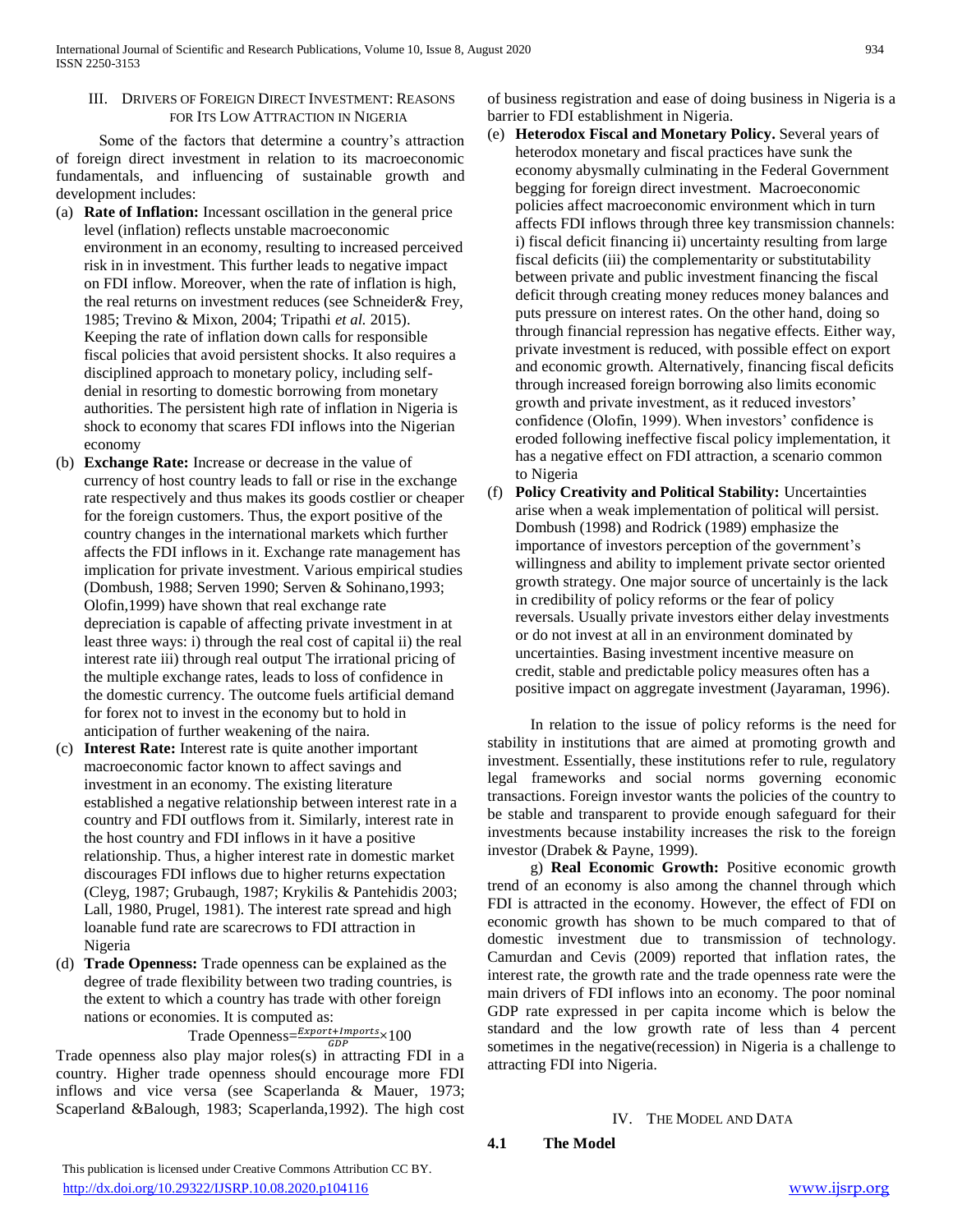## III. Drivers of Foreign Direct Investment: Reasons for Its Low Attraction in Nigeria

Some of the factors that determine a country's attraction of foreign direct investment in relation to its macroeconomic fundamentals, and influencing of sustainable growth and development includes:

(a) **Rate of Inflation:** Incessant oscillation in the general price level (inflation) reflects unstable macroeconomic environment in an economy, resulting to increased perceived risk in in investment. This further leads to negative impact on FDI inflow. Moreover, when the rate of inflation is high, the real returns on investment reduces (see Schneider& Frey, 1985; Trevino & Mixon, 2004; Tripathi *et al.* 2015). Keeping the rate of inflation down calls for responsible fiscal policies that avoid persistent shocks. It also requires a disciplined approach to monetary policy, including self-denial in resorting to domestic borrowing from monetary authorities. The persistent high rate of inflation in Nigeria is shock to economy that scares FDI inflows into the Nigerian economy

(b) **Exchange Rate:** Increase or decrease in the value of currency of host country leads to fall or rise in the exchange rate respectively and thus makes its goods costlier or cheaper for the foreign customers. Thus, the export positive of the country changes in the international markets which further affects the FDI inflows in it. Exchange rate management has implication for private investment. Various empirical studies (Dombush, 1988; Serven 1990; Serven & Sohinano,1993; Olofin,1999) have shown that real exchange rate depreciation is capable of affecting private investment in at least three ways: i) through the real cost of capital ii) the real interest rate iii) through real output The irrational pricing of the multiple exchange rates, leads to loss of confidence in the domestic currency. The outcome fuels artificial demand for forex not to invest in the economy but to hold in anticipation of further weakening of the naira.

(c) **Interest Rate:** Interest rate is quite another important macroeconomic factor known to affect savings and investment in an economy. The existing literature established a negative relationship between interest rate in a country and FDI outflows from it. Similarly, interest rate in the host country and FDI inflows in it have a positive relationship. Thus, a higher interest rate in domestic market discourages FDI inflows due to higher returns expectation (Cleyg, 1987; Grubaugh, 1987; Krykilis & Pantehidis 2003; Lall, 1980, Prugel, 1981). The interest rate spread and high loanable fund rate are scarecrows to FDI attraction in Nigeria

(d) **Trade Openness:** Trade openness can be explained as the degree of trade flexibility between two trading countries, is the extent to which a country has trade with other foreign nations or economies. It is computed as:

$$\text{Trade Openness}=\frac{Export+Imports}{GDP}\times 100$$

Trade openness also play major roles(s) in attracting FDI in a country. Higher trade openness should encourage more FDI inflows and vice versa (see Scaperlanda & Mauer, 1973; Scaperland &Balough, 1983; Scaperlanda,1992). The high cost of business registration and ease of doing business in Nigeria is a barrier to FDI establishment in Nigeria.

(e) **Heterodox Fiscal and Monetary Policy.** Several years of heterodox monetary and fiscal practices have sunk the economy abysmally culminating in the Federal Government begging for foreign direct investment. Macroeconomic policies affect macroeconomic environment which in turn affects FDI inflows through three key transmission channels: i) fiscal deficit financing ii) uncertainty resulting from large fiscal deficits (iii) the complementarity or substitutability between private and public investment financing the fiscal deficit through creating money reduces money balances and puts pressure on interest rates. On the other hand, doing so through financial repression has negative effects. Either way, private investment is reduced, with possible effect on export and economic growth. Alternatively, financing fiscal deficits through increased foreign borrowing also limits economic growth and private investment, as it reduced investors' confidence (Olofin, 1999). When investors' confidence is eroded following ineffective fiscal policy implementation, it has a negative effect on FDI attraction, a scenario common to Nigeria

(f) **Policy Creativity and Political Stability:** Uncertainties arise when a weak implementation of political will persist. Dombush (1998) and Rodrick (1989) emphasize the importance of investors perception of the government's willingness and ability to implement private sector oriented growth strategy. One major source of uncertainly is the lack in credibility of policy reforms or the fear of policy reversals. Usually private investors either delay investments or do not invest at all in an environment dominated by uncertainties. Basing investment incentive measure on credit, stable and predictable policy measures often has a positive impact on aggregate investment (Jayaraman, 1996).

In relation to the issue of policy reforms is the need for stability in institutions that are aimed at promoting growth and investment. Essentially, these institutions refer to rule, regulatory legal frameworks and social norms governing economic transactions. Foreign investor wants the policies of the country to be stable and transparent to provide enough safeguard for their investments because instability increases the risk to the foreign investor (Drabek & Payne, 1999).

g) **Real Economic Growth:** Positive economic growth trend of an economy is also among the channel through which FDI is attracted in the economy. However, the effect of FDI on economic growth has shown to be much compared to that of domestic investment due to transmission of technology. Camurdan and Cevis (2009) reported that inflation rates, the interest rate, the growth rate and the trade openness rate were the main drivers of FDI inflows into an economy. The poor nominal GDP rate expressed in per capita income which is below the standard and the low growth rate of less than 4 percent sometimes in the negative(recession) in Nigeria is a challenge to attracting FDI into Nigeria.

## IV. The Model and Data

### 4.1 The Model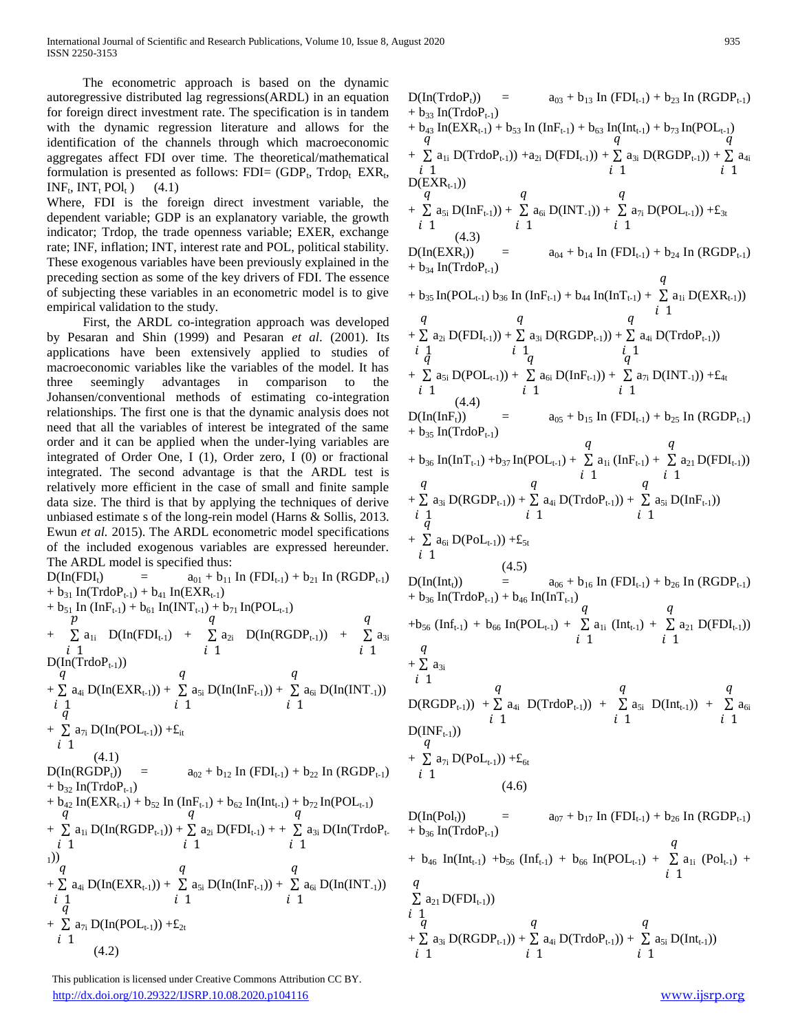The econometric approach is based on the dynamic autoregressive distributed lag regressions(ARDL) in an equation for foreign direct investment rate. The specification is in tandem with the dynamic regression literature and allows for the identification of the channels through which macroeconomic aggregates affect FDI over time. The theoretical/mathematical formulation is presented as follows: FDI= ($GDP_t$, $Trdop_t$ $EXR_t$, $INF_t$, $INT_t$ $POl_t$ ) (4.1)

Where, FDI is the foreign direct investment variable, the dependent variable; GDP is an explanatory variable, the growth indicator; Trdop, the trade openness variable; EXER, exchange rate; INF, inflation; INT, interest rate and POL, political stability. These exogenous variables have been previously explained in the preceding section as some of the key drivers of FDI. The essence of subjecting these variables in an econometric model is to give empirical validation to the study.

First, the ARDL co-integration approach was developed by Pesaran and Shin (1999) and Pesaran *et al.* (2001). Its applications have been extensively applied to studies of macroeconomic variables like the variables of the model. It has three seemingly advantages in comparison to the Johansen/conventional methods of estimating co-integration relationships. The first one is that the dynamic analysis does not need that all the variables of interest be integrated of the same order and it can be applied when the under-lying variables are integrated of Order One, I (1), Order zero, I (0) or fractional integrated. The second advantage is that the ARDL test is relatively more efficient in the case of small and finite sample data size. The third is that by applying the techniques of derive unbiased estimate s of the long-rein model (Harns & Sollis, 2013. Ewun *et al.* 2015). The ARDL econometric model specifications of the included exogenous variables are expressed hereunder. The ARDL model is specified thus:

$$D(In(FDI_t) = a_{01} + b_{11} In (FDI_{t-1}) + b_{21} In (RGDP_{t-1}) + b_{31} In(TrdoP_{t-1}) + b_{41} In(EXR_{t-1}) + b_{51} In (InF_{t-1}) + b_{61} In(INT_{t-1}) + b_{71} In(POL_{t-1}) + \sum_{i=1}^{p} a_{1i} D(In(FDI_{t-1}) + \sum_{i=1}^{q} a_{2i} D(In(RGDP_{t-1})) + \sum_{i=1}^{q} a_{3i} D(In(TrdoP_{t-1})) + \sum_{i=1}^{q} a_{4i} D(In(EXR_{t-1})) + \sum_{i=1}^{q} a_{5i} D(In(InF_{t-1})) + \sum_{i=1}^{q} a_{6i} D(In(INT_{-1})) + \sum_{i=1}^{q} a_{7i} D(In(POL_{t-1})) + £_{it} \quad (4.1)$$

$$D(In(RGDP_t)) = a_{02} + b_{12} In (FDI_{t-1}) + b_{22} In (RGDP_{t-1}) + b_{32} In(TrdoP_{t-1}) + b_{42} In(EXR_{t-1}) + b_{52} In (InF_{t-1}) + b_{62} In(Int_{t-1}) + b_{72} In(POL_{t-1}) + \sum_{i=1}^{q} a_{1i} D(In(RGDP_{t-1})) + \sum_{i=1}^{q} a_{2i} D(FDI_{t-1}) + + \sum_{i=1}^{q} a_{3i} D(In(TrdoP_{t-1})) + \sum_{i=1}^{q} a_{4i} D(In(EXR_{t-1})) + \sum_{i=1}^{q} a_{5i} D(In(InF_{t-1})) + \sum_{i=1}^{q} a_{6i} D(In(INT_{-1})) + \sum_{i=1}^{q} a_{7i} D(In(POL_{t-1})) + £_{2t} \quad (4.2)$$

$$D(In(TrdoP_t)) = a_{03} + b_{13} In (FDI_{t-1}) + b_{23} In (RGDP_{t-1}) + b_{33} In(TrdoP_{t-1}) + b_{43} In(EXR_{t-1}) + b_{53} In (InF_{t-1}) + b_{63} In(Int_{t-1}) + b_{73} In(POL_{t-1}) + \sum_{i=1}^{q} a_{1i} D(TrdoP_{t-1})) + a_{2i} D(FDI_{t-1})) + \sum_{i=1}^{q} a_{3i} D(RGDP_{t-1})) + \sum_{i=1}^{q} a_{4i} D(EXR_{t-1})) + \sum_{i=1}^{q} a_{5i} D(InF_{t-1})) + \sum_{i=1}^{q} a_{6i} D(INT_{-1})) + \sum_{i=1}^{q} a_{7i} D(POL_{t-1})) + £_{3t} \quad (4.3)$$

$$D(In(EXR_t)) = a_{04} + b_{14} In (FDI_{t-1}) + b_{24} In (RGDP_{t-1}) + b_{34} In(TrdoP_{t-1}) + b_{35} In(POL_{t-1}) \; b_{36} In (InF_{t-1}) + b_{44} In(InT_{t-1}) + \sum_{i=1}^{q} a_{1i} D(EXR_{t-1})) + \sum_{i=1}^{q} a_{2i} D(FDI_{t-1})) + \sum_{i=1}^{q} a_{3i} D(RGDP_{t-1})) + \sum_{i=1}^{q} a_{4i} D(TrdoP_{t-1})) + \sum_{i=1}^{q} a_{5i} D(POL_{t-1})) + \sum_{i=1}^{q} a_{6i} D(InF_{t-1})) + \sum_{i=1}^{q} a_{7i} D(INT_{-1})) + £_{4t} \quad (4.4)$$

$$D(In(InF_t)) = a_{05} + b_{15} In (FDI_{t-1}) + b_{25} In (RGDP_{t-1}) + b_{35} In(TrdoP_{t-1}) + b_{36} In(InT_{t-1}) + b_{37} In(POL_{t-1}) + \sum_{i=1}^{q} a_{1i} (InF_{t-1}) + \sum_{i=1}^{q} a_{21} D(FDI_{t-1})) + \sum_{i=1}^{q} a_{3i} D(RGDP_{t-1})) + \sum_{i=1}^{q} a_{4i} D(TrdoP_{t-1})) + \sum_{i=1}^{q} a_{5i} D(InF_{t-1})) + \sum_{i=1}^{q} a_{6i} D(PoL_{t-1})) + £_{5t} \quad (4.5)$$

$$D(In(Int_t)) = a_{06} + b_{16} In (FDI_{t-1}) + b_{26} In (RGDP_{t-1}) + b_{36} In(TrdoP_{t-1}) + b_{46} In(InT_{t-1}) + b_{56} (Inf_{t-1}) + b_{66} In(POL_{t-1}) + \sum_{i=1}^{q} a_{1i} (Int_{t-1}) + \sum_{i=1}^{q} a_{21} D(FDI_{t-1})) + \sum_{i=1}^{q} a_{3i} D(RGDP_{t-1})) + \sum_{i=1}^{q} a_{4i} D(TrdoP_{t-1})) + \sum_{i=1}^{q} a_{5i} D(Int_{t-1})) + \sum_{i=1}^{q} a_{6i} D(INF_{t-1})) + \sum_{i=1}^{q} a_{7i} D(PoL_{t-1})) + £_{6t} \quad (4.6)$$

$$D(In(Pol_t)) = a_{07} + b_{17} In (FDI_{t-1}) + b_{26} In (RGDP_{t-1}) + b_{36} In(TrdoP_{t-1}) + b_{46} In(Int_{t-1}) + b_{56} (Inf_{t-1}) + b_{66} In(POL_{t-1}) + \sum_{i=1}^{q} a_{1i} (Pol_{t-1}) + \sum_{i=1}^{q} a_{21} D(FDI_{t-1})) + \sum_{i=1}^{q} a_{3i} D(RGDP_{t-1})) + \sum_{i=1}^{q} a_{4i} D(TrdoP_{t-1})) + \sum_{i=1}^{q} a_{5i} D(Int_{t-1}))$$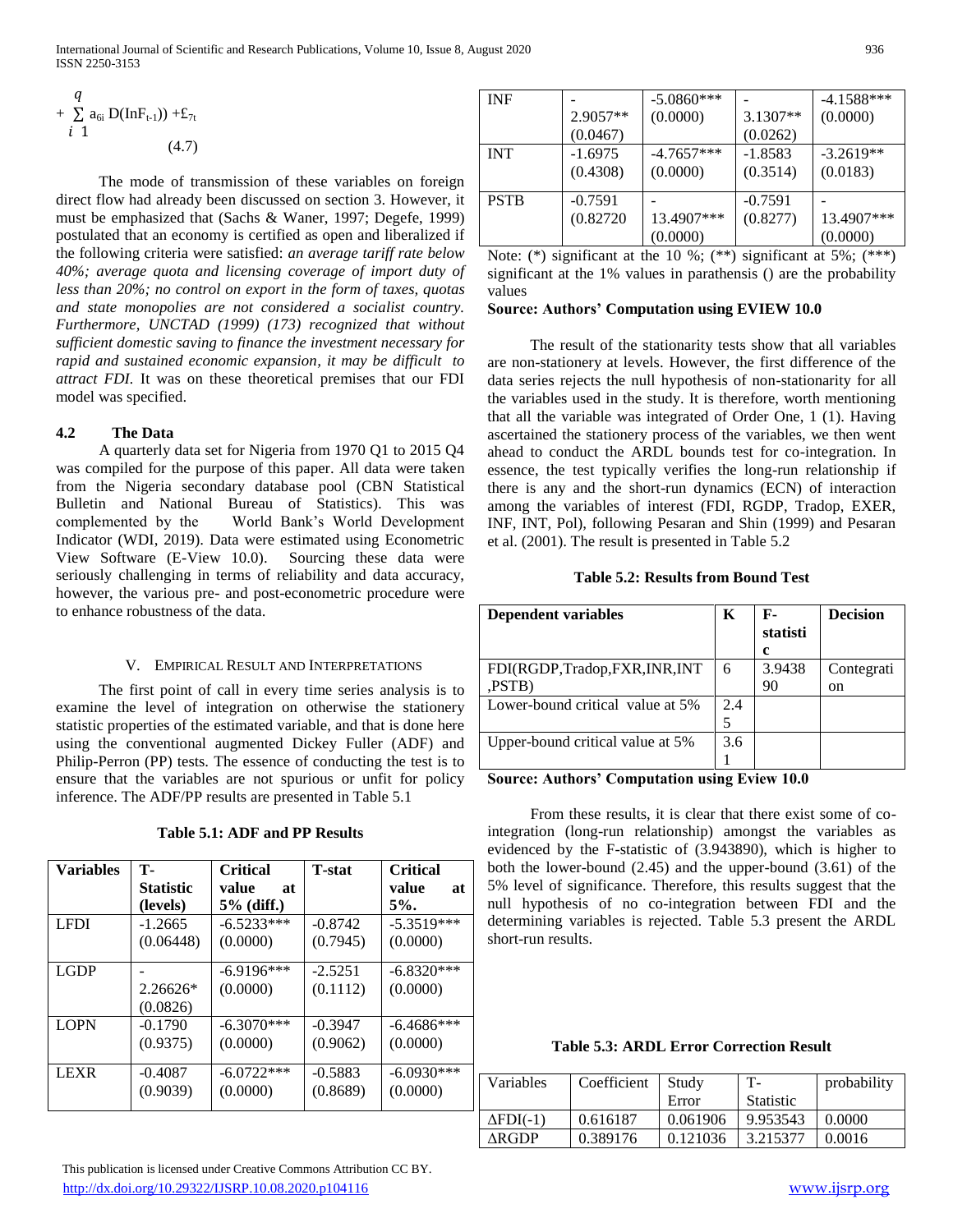$$+ \sum_{i=1}^{q} a_{6i} D(InF_{t-1})) + £_{7t} \quad (4.7)$$

The mode of transmission of these variables on foreign direct flow had already been discussed on section 3. However, it must be emphasized that (Sachs & Waner, 1997; Degefe, 1999) postulated that an economy is certified as open and liberalized if the following criteria were satisfied: *an average tariff rate below 40%; average quota and licensing coverage of import duty of less than 20%; no control on export in the form of taxes, quotas and state monopolies are not considered a socialist country. Furthermore, UNCTAD (1999) (173) recognized that without sufficient domestic saving to finance the investment necessary for rapid and sustained economic expansion, it may be difficult to attract FDI.* It was on these theoretical premises that our FDI model was specified.

### 4.2 The Data

A quarterly data set for Nigeria from 1970 Q1 to 2015 Q4 was compiled for the purpose of this paper. All data were taken from the Nigeria secondary database pool (CBN Statistical Bulletin and National Bureau of Statistics). This was complemented by the World Bank's World Development Indicator (WDI, 2019). Data were estimated using Econometric View Software (E-View 10.0). Sourcing these data were seriously challenging in terms of reliability and data accuracy, however, the various pre- and post-econometric procedure were to enhance robustness of the data.

## V. Empirical Result and Interpretations

The first point of call in every time series analysis is to examine the level of integration on otherwise the stationery statistic properties of the estimated variable, and that is done here using the conventional augmented Dickey Fuller (ADF) and Philip-Perron (PP) tests. The essence of conducting the test is to ensure that the variables are not spurious or unfit for policy inference. The ADF/PP results are presented in Table 5.1

**Table 5.1: ADF and PP Results**

| Variables | T-Statistic (levels) | Critical value at 5% (diff.) | T-stat | Critical value at 5%. |
|---|---|---|---|---|
| LFDI | -1.2665 (0.06448) | -6.5233*** (0.0000) | -0.8742 (0.7945) | -5.3519*** (0.0000) |
| LGDP | -2.26626* (0.0826) | -6.9196*** (0.0000) | -2.5251 (0.1112) | -6.8320*** (0.0000) |
| LOPN | -0.1790 (0.9375) | -6.3070*** (0.0000) | -0.3947 (0.9062) | -6.4686*** (0.0000) |
| LEXR | -0.4087 (0.9039) | -6.0722*** (0.0000) | -0.5883 (0.8689) | -6.0930*** (0.0000) |
| INF | -2.9057** (0.0467) | -5.0860*** (0.0000) | -3.1307** (0.0262) | -4.1588*** (0.0000) |
| INT | -1.6975 (0.4308) | -4.7657*** (0.0000) | -1.8583 (0.3514) | -3.2619** (0.0183) |
| PSTB | -0.7591 (0.82720 | -13.4907*** (0.0000) | -0.7591 (0.8277) | -13.4907*** (0.0000) |

Note: (*) significant at the 10 %; (**) significant at 5%; (***) significant at the 1% values in parathensis () are the probability values

**Source: Authors' Computation using EVIEW 10.0**

The result of the stationarity tests show that all variables are non-stationery at levels. However, the first difference of the data series rejects the null hypothesis of non-stationarity for all the variables used in the study. It is therefore, worth mentioning that all the variable was integrated of Order One, 1 (1). Having ascertained the stationery process of the variables, we then went ahead to conduct the ARDL bounds test for co-integration. In essence, the test typically verifies the long-run relationship if there is any and the short-run dynamics (ECN) of interaction among the variables of interest (FDI, RGDP, Tradop, EXER, INF, INT, Pol), following Pesaran and Shin (1999) and Pesaran et al. (2001). The result is presented in Table 5.2

**Table 5.2: Results from Bound Test**

| Dependent variables | K | F-statistic | Decision |
|---|---|---|---|
| FDI(RGDP,Tradop,FXR,INR,INT,PSTB) | 6 | 3.943890 | Contegration |
| Lower-bound critical value at 5% | 2.45 | | |
| Upper-bound critical value at 5% | 3.61 | | |

**Source: Authors' Computation using Eview 10.0**

From these results, it is clear that there exist some of co-integration (long-run relationship) amongst the variables as evidenced by the F-statistic of (3.943890), which is higher to both the lower-bound (2.45) and the upper-bound (3.61) of the 5% level of significance. Therefore, this results suggest that the null hypothesis of no co-integration between FDI and the determining variables is rejected. Table 5.3 present the ARDL short-run results.

**Table 5.3: ARDL Error Correction Result**

| Variables | Coefficient | Study Error | T-Statistic | probability |
|---|---|---|---|---|
| ΔFDI(-1) | 0.616187 | 0.061906 | 9.953543 | 0.0000 |
| ΔRGDP | 0.389176 | 0.121036 | 3.215377 | 0.0016 |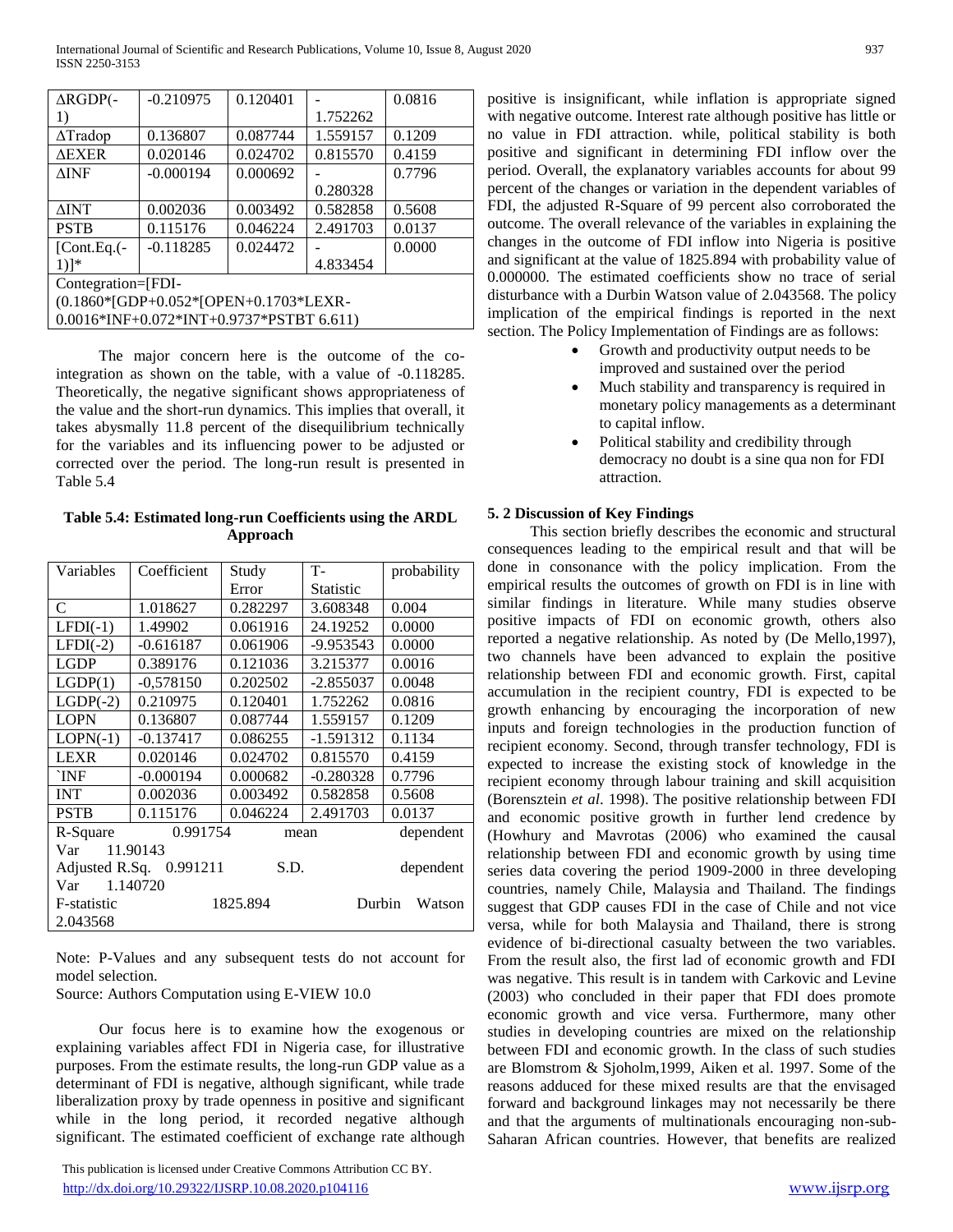| ΔRGDP(-1) | -0.210975 | 0.120401 | -1.752262 | 0.0816 |
|---|---|---|---|---|
| ΔTradop | 0.136807 | 0.087744 | 1.559157 | 0.1209 |
| ΔEXER | 0.020146 | 0.024702 | 0.815570 | 0.4159 |
| ΔINF | -0.000194 | 0.000692 | -0.280328 | 0.7796 |
| ΔINT | 0.002036 | 0.003492 | 0.582858 | 0.5608 |
| PSTB | 0.115176 | 0.046224 | 2.491703 | 0.0137 |
| [Cont.Eq.(-1)]* | -0.118285 | 0.024472 | -4.833454 | 0.0000 |
| Contegration=[FDI-(0.1860*[GDP+0.052*[OPEN+0.1703*LEXR-0.0016*INF+0.072*INT+0.9737*PSTBT 6.611) | | | | |

The major concern here is the outcome of the co-integration as shown on the table, with a value of -0.118285. Theoretically, the negative significant shows appropriateness of the value and the short-run dynamics. This implies that overall, it takes abysmally 11.8 percent of the disequilibrium technically for the variables and its influencing power to be adjusted or corrected over the period. The long-run result is presented in Table 5.4

**Table 5.4: Estimated long-run Coefficients using the ARDL Approach**

| Variables | Coefficient | Study Error | T-Statistic | probability |
|---|---|---|---|---|
| C | 1.018627 | 0.282297 | 3.608348 | 0.004 |
| LFDI(-1) | 1.49902 | 0.061916 | 24.19252 | 0.0000 |
| LFDI(-2) | -0.616187 | 0.061906 | -9.953543 | 0.0000 |
| LGDP | 0.389176 | 0.121036 | 3.215377 | 0.0016 |
| LGDP(1) | -0,578150 | 0.202502 | -2.855037 | 0.0048 |
| LGDP(-2) | 0.210975 | 0.120401 | 1.752262 | 0.0816 |
| LOPN | 0.136807 | 0.087744 | 1.559157 | 0.1209 |
| LOPN(-1) | -0.137417 | 0.086255 | -1.591312 | 0.1134 |
| LEXR | 0.020146 | 0.024702 | 0.815570 | 0.4159 |
| `INF | -0.000194 | 0.000682 | -0.280328 | 0.7796 |
| INT | 0.002036 | 0.003492 | 0.582858 | 0.5608 |
| PSTB | 0.115176 | 0.046224 | 2.491703 | 0.0137 |
| R-Square 0.991754 | | mean dependent Var 11.90143 | | |
| Adjusted R.Sq. 0.991211 | | S.D. dependent Var 1.140720 | | |
| F-statistic 1825.894 | | Durbin Watson 2.043568 | | |

Note: P-Values and any subsequent tests do not account for model selection.

Source: Authors Computation using E-VIEW 10.0

Our focus here is to examine how the exogenous or explaining variables affect FDI in Nigeria case, for illustrative purposes. From the estimate results, the long-run GDP value as a determinant of FDI is negative, although significant, while trade liberalization proxy by trade openness in positive and significant while in the long period, it recorded negative although significant. The estimated coefficient of exchange rate although positive is insignificant, while inflation is appropriate signed with negative outcome. Interest rate although positive has little or no value in FDI attraction. while, political stability is both positive and significant in determining FDI inflow over the period. Overall, the explanatory variables accounts for about 99 percent of the changes or variation in the dependent variables of FDI, the adjusted R-Square of 99 percent also corroborated the outcome. The overall relevance of the variables in explaining the changes in the outcome of FDI inflow into Nigeria is positive and significant at the value of 1825.894 with probability value of 0.000000. The estimated coefficients show no trace of serial disturbance with a Durbin Watson value of 2.043568. The policy implication of the empirical findings is reported in the next section. The Policy Implementation of Findings are as follows:

- Growth and productivity output needs to be improved and sustained over the period
- Much stability and transparency is required in monetary policy managements as a determinant to capital inflow.
- Political stability and credibility through democracy no doubt is a sine qua non for FDI attraction.

### 5. 2 Discussion of Key Findings

This section briefly describes the economic and structural consequences leading to the empirical result and that will be done in consonance with the policy implication. From the empirical results the outcomes of growth on FDI is in line with similar findings in literature. While many studies observe positive impacts of FDI on economic growth, others also reported a negative relationship. As noted by (De Mello,1997), two channels have been advanced to explain the positive relationship between FDI and economic growth. First, capital accumulation in the recipient country, FDI is expected to be growth enhancing by encouraging the incorporation of new inputs and foreign technologies in the production function of recipient economy. Second, through transfer technology, FDI is expected to increase the existing stock of knowledge in the recipient economy through labour training and skill acquisition (Borensztein *et al*. 1998). The positive relationship between FDI and economic positive growth in further lend credence by (Howhury and Mavrotas (2006) who examined the causal relationship between FDI and economic growth by using time series data covering the period 1909-2000 in three developing countries, namely Chile, Malaysia and Thailand. The findings suggest that GDP causes FDI in the case of Chile and not vice versa, while for both Malaysia and Thailand, there is strong evidence of bi-directional casualty between the two variables. From the result also, the first lad of economic growth and FDI was negative. This result is in tandem with Carkovic and Levine (2003) who concluded in their paper that FDI does promote economic growth and vice versa. Furthermore, many other studies in developing countries are mixed on the relationship between FDI and economic growth. In the class of such studies are Blomstrom & Sjoholm,1999, Aiken et al. 1997. Some of the reasons adduced for these mixed results are that the envisaged forward and background linkages may not necessarily be there and that the arguments of multinationals encouraging non-sub-Saharan African countries. However, that benefits are realized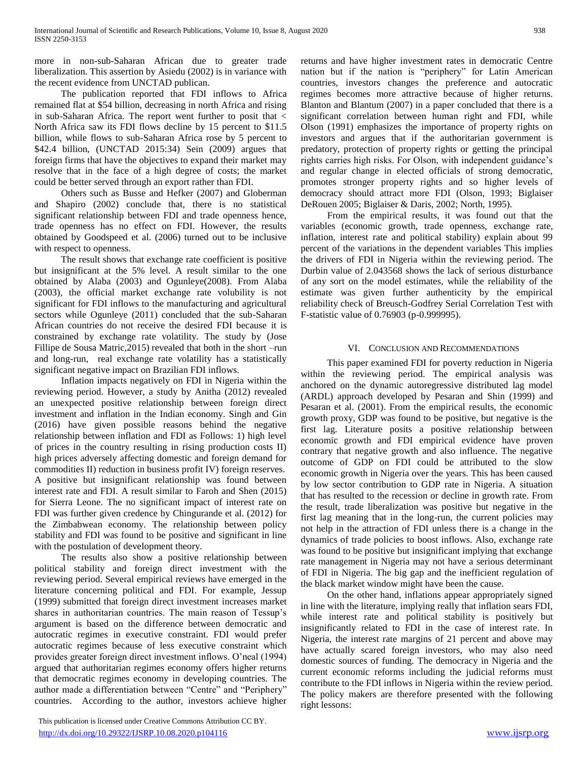more in non-sub-Saharan African due to greater trade liberalization. This assertion by Asiedu (2002) is in variance with the recent evidence from UNCTAD publican.

The publication reported that FDI inflows to Africa remained flat at $54 billion, decreasing in north Africa and rising in sub-Saharan Africa. The report went further to posit that < North Africa saw its FDI flows decline by 15 percent to $11.5 billion, while flows to sub-Saharan Africa rose by 5 percent to $42.4 billion, (UNCTAD 2015:34) Sein (2009) argues that foreign firms that have the objectives to expand their market may resolve that in the face of a high degree of costs; the market could be better served through an export rather than FDI.

Others such as Busse and Hefker (2007) and Globerman and Shapiro (2002) conclude that, there is no statistical significant relationship between FDI and trade openness hence, trade openness has no effect on FDI. However, the results obtained by Goodspeed et al. (2006) turned out to be inclusive with respect to openness.

The result shows that exchange rate coefficient is positive but insignificant at the 5% level. A result similar to the one obtained by Alaba (2003) and Ogunleye(2008). From Alaba (2003), the official market exchange rate volubility is not significant for FDI inflows to the manufacturing and agricultural sectors while Ogunleye (2011) concluded that the sub-Saharan African countries do not receive the desired FDI because it is constrained by exchange rate volatility. The study by (Jose Fillipe de Sousa Matric,2015) revealed that both in the short –run and long-run, real exchange rate volatility has a statistically significant negative impact on Brazilian FDI inflows.

Inflation impacts negatively on FDI in Nigeria within the reviewing period. However, a study by Anitha (2012) revealed an unexpected positive relationship between foreign direct investment and inflation in the Indian economy. Singh and Gin (2016) have given possible reasons behind the negative relationship between inflation and FDI as Follows: 1) high level of prices in the country resulting in rising production costs II) high prices adversely affecting domestic and foreign demand for commodities II) reduction in business profit IV) foreign reserves. A positive but insignificant relationship was found between interest rate and FDI. A result similar to Faroh and Shen (2015) for Sierra Leone. The no significant impact of interest rate on FDI was further given credence by Chingurande et al. (2012) for the Zimbabwean economy. The relationship between policy stability and FDI was found to be positive and significant in line with the postulation of development theory.

The results also show a positive relationship between political stability and foreign direct investment with the reviewing period. Several empirical reviews have emerged in the literature concerning political and FDI. For example, Jessup (1999) submitted that foreign direct investment increases market shares in authoritarian countries. The main reason of Tessup's argument is based on the difference between democratic and autocratic regimes in executive constraint. FDI would prefer autocratic regimes because of less executive constraint which provides greater foreign direct investment inflows. O'neal (1994) argued that authoritarian regimes economy offers higher returns that democratic regimes economy in developing countries. The author made a differentiation between "Centre" and "Periphery" countries. According to the author, investors achieve higher returns and have higher investment rates in democratic Centre nation but if the nation is "periphery" for Latin American countries, investors changes the preference and autocratic regimes becomes more attractive because of higher returns. Blanton and Blantum (2007) in a paper concluded that there is a significant correlation between human right and FDI, while Olson (1991) emphasizes the importance of property rights on investors and argues that if the authoritarian government is predatory, protection of property rights or getting the principal rights carries high risks. For Olson, with independent guidance's and regular change in elected officials of strong democratic, promotes stronger property rights and so higher levels of democracy should attract more FDI (Olson, 1993; Biglaiser DeRouen 2005; Biglaiser & Daris, 2002; North, 1995).

From the empirical results, it was found out that the variables (economic growth, trade openness, exchange rate, inflation, interest rate and political stability) explain about 99 percent of the variations in the dependent variables This implies the drivers of FDI in Nigeria within the reviewing period. The Durbin value of 2.043568 shows the lack of serious disturbance of any sort on the model estimates, while the reliability of the estimate was given further authenticity by the empirical reliability check of Breusch-Godfrey Serial Correlation Test with F-statistic value of 0.76903 (p-0.999995).

## VI. Conclusion and Recommendations

This paper examined FDI for poverty reduction in Nigeria within the reviewing period. The empirical analysis was anchored on the dynamic autoregressive distributed lag model (ARDL) approach developed by Pesaran and Shin (1999) and Pesaran et al. (2001). From the empirical results, the economic growth proxy, GDP was found to be positive, but negative is the first lag. Literature posits a positive relationship between economic growth and FDI empirical evidence have proven contrary that negative growth and also influence. The negative outcome of GDP on FDI could be attributed to the slow economic growth in Nigeria over the years. This has been caused by low sector contribution to GDP rate in Nigeria. A situation that has resulted to the recession or decline in growth rate. From the result, trade liberalization was positive but negative in the first lag meaning that in the long-run, the current policies may not help in the attraction of FDI unless there is a change in the dynamics of trade policies to boost inflows. Also, exchange rate was found to be positive but insignificant implying that exchange rate management in Nigeria may not have a serious determinant of FDI in Nigeria. The big gap and the inefficient regulation of the black market window might have been the cause.

On the other hand, inflations appear appropriately signed in line with the literature, implying really that inflation sears FDI, while interest rate and political stability is positively but insignificantly related to FDI in the case of interest rate. In Nigeria, the interest rate margins of 21 percent and above may have actually scared foreign investors, who may also need domestic sources of funding. The democracy in Nigeria and the current economic reforms including the judicial reforms must contribute to the FDI inflows in Nigeria within the review period. The policy makers are therefore presented with the following right lessons: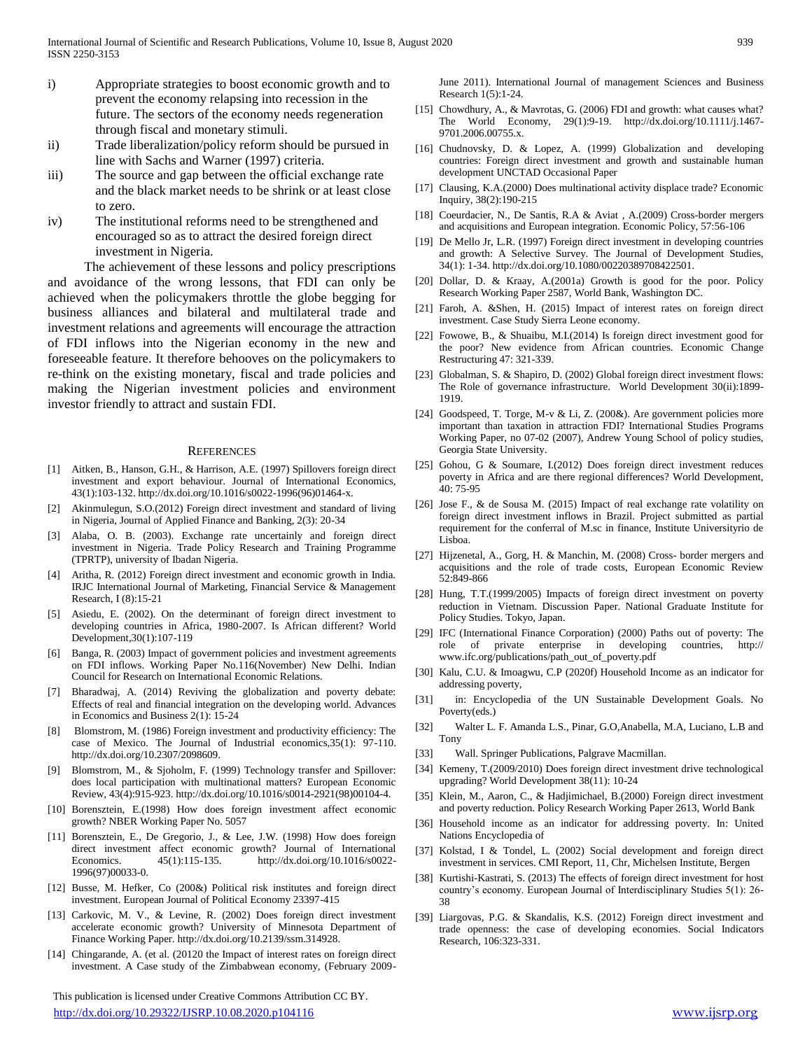i) Appropriate strategies to boost economic growth and to prevent the economy relapsing into recession in the future. The sectors of the economy needs regeneration through fiscal and monetary stimuli.

ii) Trade liberalization/policy reform should be pursued in line with Sachs and Warner (1997) criteria.

iii) The source and gap between the official exchange rate and the black market needs to be shrink or at least close to zero.

iv) The institutional reforms need to be strengthened and encouraged so as to attract the desired foreign direct investment in Nigeria.

The achievement of these lessons and policy prescriptions and avoidance of the wrong lessons, that FDI can only be achieved when the policymakers throttle the globe begging for business alliances and bilateral and multilateral trade and investment relations and agreements will encourage the attraction of FDI inflows into the Nigerian economy in the new and foreseeable feature. It therefore behooves on the policymakers to re-think on the existing monetary, fiscal and trade policies and making the Nigerian investment policies and environment investor friendly to attract and sustain FDI.

## References

[1] Aitken, B., Hanson, G.H., & Harrison, A.E. (1997) Spillovers foreign direct investment and export behaviour. Journal of International Economics, 43(1):103-132. http://dx.doi.org/10.1016/s0022-1996(96)01464-x.

[2] Akinmulegun, S.O.(2012) Foreign direct investment and standard of living in Nigeria, Journal of Applied Finance and Banking, 2(3): 20-34

[3] Alaba, O. B. (2003). Exchange rate uncertainly and foreign direct investment in Nigeria. Trade Policy Research and Training Programme (TPRTP), university of Ibadan Nigeria.

[4] Aritha, R. (2012) Foreign direct investment and economic growth in India. IRJC International Journal of Marketing, Financial Service & Management Research, I (8):15-21

[5] Asiedu, E. (2002). On the determinant of foreign direct investment to developing countries in Africa, 1980-2007. Is African different? World Development,30(1):107-119

[6] Banga, R. (2003) Impact of government policies and investment agreements on FDI inflows. Working Paper No.116(November) New Delhi. Indian Council for Research on International Economic Relations.

[7] Bharadwaj, A. (2014) Reviving the globalization and poverty debate: Effects of real and financial integration on the developing world. Advances in Economics and Business 2(1): 15-24

[8] Blomstrom, M. (1986) Foreign investment and productivity efficiency: The case of Mexico. The Journal of Industrial economics,35(1): 97-110. http://dx.doi.org/10.2307/2098609.

[9] Blomstrom, M., & Sjoholm, F. (1999) Technology transfer and Spillover: does local participation with multinational matters? European Economic Review, 43(4):915-923. http://dx.doi.org/10.1016/s0014-2921(98)00104-4.

[10] Borensztein, E.(1998) How does foreign investment affect economic growth? NBER Working Paper No. 5057

[11] Borensztein, E., De Gregorio, J., & Lee, J.W. (1998) How does foreign direct investment affect economic growth? Journal of International Economics. 45(1):115-135. http://dx.doi.org/10.1016/s0022-1996(97)00033-0.

[12] Busse, M. Hefker, Co (200&) Political risk institutes and foreign direct investment. European Journal of Political Economy 23397-415

[13] Carkovic, M. V., & Levine, R. (2002) Does foreign direct investment accelerate economic growth? University of Minnesota Department of Finance Working Paper. http://dx.doi.org/10.2139/ssm.314928.

[14] Chingarande, A. (et al. (20120 the Impact of interest rates on foreign direct investment. A Case study of the Zimbabwean economy, (February 2009-June 2011). International Journal of management Sciences and Business Research 1(5):1-24.

[15] Chowdhury, A., & Mavrotas, G. (2006) FDI and growth: what causes what? The World Economy, 29(1):9-19. http://dx.doi.org/10.1111/j.1467-9701.2006.00755.x.

[16] Chudnovsky, D. & Lopez, A. (1999) Globalization and developing countries: Foreign direct investment and growth and sustainable human development UNCTAD Occasional Paper

[17] Clausing, K.A.(2000) Does multinational activity displace trade? Economic Inquiry, 38(2):190-215

[18] Coeurdacier, N., De Santis, R.A & Aviat , A.(2009) Cross-border mergers and acquisitions and European integration. Economic Policy, 57:56-106

[19] De Mello Jr, L.R. (1997) Foreign direct investment in developing countries and growth: A Selective Survey. The Journal of Development Studies, 34(1): 1-34. http://dx.doi.org/10.1080/00220389708422501.

[20] Dollar, D. & Kraay, A.(2001a) Growth is good for the poor. Policy Research Working Paper 2587, World Bank, Washington DC.

[21] Faroh, A. &Shen, H. (2015) Impact of interest rates on foreign direct investment. Case Study Sierra Leone economy.

[22] Fowowe, B., & Shuaibu, M.I.(2014) Is foreign direct investment good for the poor? New evidence from African countries. Economic Change Restructuring 47: 321-339.

[23] Globalman, S. & Shapiro, D. (2002) Global foreign direct investment flows: The Role of governance infrastructure. World Development 30(ii):1899-1919.

[24] Goodspeed, T. Torge, M-v & Li, Z. (200&). Are government policies more important than taxation in attraction FDI? International Studies Programs Working Paper, no 07-02 (2007), Andrew Young School of policy studies, Georgia State University.

[25] Gohou, G & Soumare, I.(2012) Does foreign direct investment reduces poverty in Africa and are there regional differences? World Development, 40: 75-95

[26] Jose F., & de Sousa M. (2015) Impact of real exchange rate volatility on foreign direct investment inflows in Brazil. Project submitted as partial requirement for the conferral of M.sc in finance, Institute Universityrio de Lisboa.

[27] Hijzenetal, A., Gorg, H. & Manchin, M. (2008) Cross- border mergers and acquisitions and the role of trade costs, European Economic Review 52:849-866

[28] Hung, T.T.(1999/2005) Impacts of foreign direct investment on poverty reduction in Vietnam. Discussion Paper. National Graduate Institute for Policy Studies. Tokyo, Japan.

[29] IFC (International Finance Corporation) (2000) Paths out of poverty: The role of private enterprise in developing countries, http:// www.ifc.org/publications/path_out_of_poverty.pdf

[30] Kalu, C.U. & Imoagwu, C.P (2020f) Household Income as an indicator for addressing poverty,

[31] in: Encyclopedia of the UN Sustainable Development Goals. No Poverty(eds.)

[32] Walter L. F. Amanda L.S., Pinar, G.O,Anabella, M.A, Luciano, L.B and Tony

[33] Wall. Springer Publications, Palgrave Macmillan.

[34] Kemeny, T.(2009/2010) Does foreign direct investment drive technological upgrading? World Development 38(11): 10-24

[35] Klein, M., Aaron, C., & Hadjimichael, B.(2000) Foreign direct investment and poverty reduction. Policy Research Working Paper 2613, World Bank

[36] Household income as an indicator for addressing poverty. In: United Nations Encyclopedia of

[37] Kolstad, I & Tondel, L. (2002) Social development and foreign direct investment in services. CMI Report, 11, Chr, Michelsen Institute, Bergen

[38] Kurtishi-Kastrati, S. (2013) The effects of foreign direct investment for host country's economy. European Journal of Interdisciplinary Studies 5(1): 26-38

[39] Liargovas, P.G. & Skandalis, K.S. (2012) Foreign direct investment and trade openness: the case of developing economies. Social Indicators Research, 106:323-331.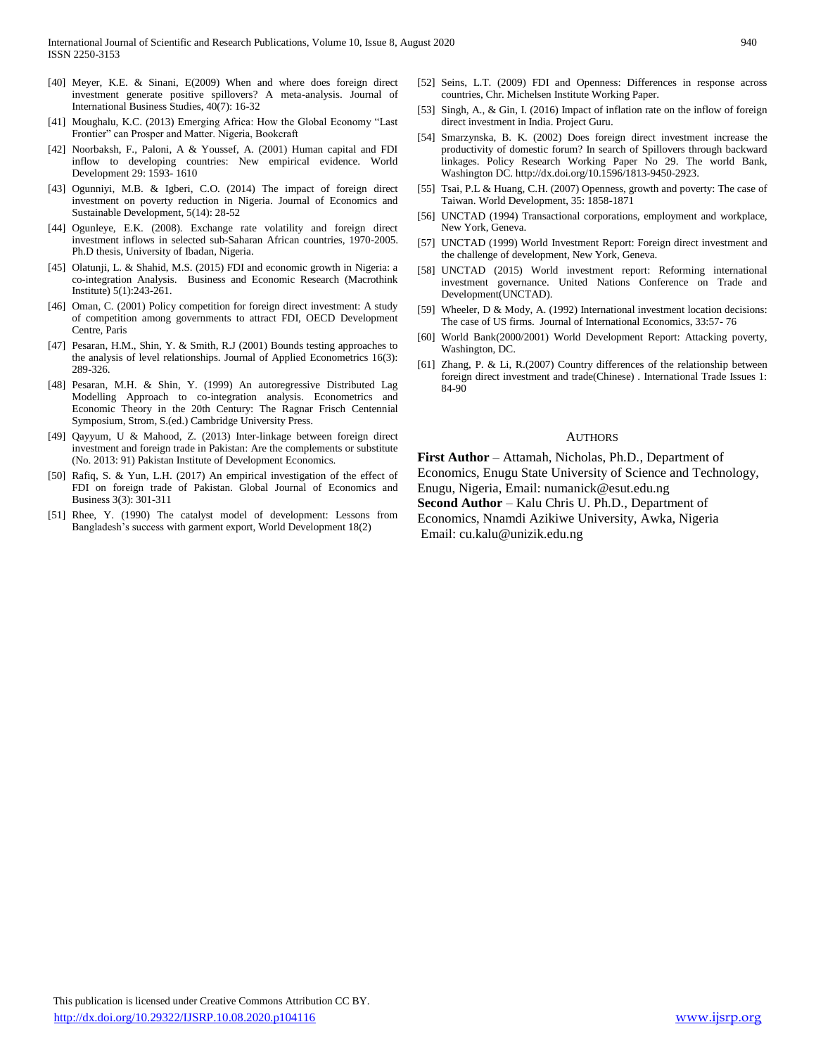[40] Meyer, K.E. & Sinani, E(2009) When and where does foreign direct investment generate positive spillovers? A meta-analysis. Journal of International Business Studies, 40(7): 16-32

[41] Moughalu, K.C. (2013) Emerging Africa: How the Global Economy "Last Frontier" can Prosper and Matter. Nigeria, Bookcraft

[42] Noorbaksh, F., Paloni, A & Youssef, A. (2001) Human capital and FDI inflow to developing countries: New empirical evidence. World Development 29: 1593- 1610

[43] Ogunniyi, M.B. & Igberi, C.O. (2014) The impact of foreign direct investment on poverty reduction in Nigeria. Journal of Economics and Sustainable Development, 5(14): 28-52

[44] Ogunleye, E.K. (2008). Exchange rate volatility and foreign direct investment inflows in selected sub-Saharan African countries, 1970-2005. Ph.D thesis, University of Ibadan, Nigeria.

[45] Olatunji, L. & Shahid, M.S. (2015) FDI and economic growth in Nigeria: a co-integration Analysis. Business and Economic Research (Macrothink Institute) 5(1):243-261.

[46] Oman, C. (2001) Policy competition for foreign direct investment: A study of competition among governments to attract FDI, OECD Development Centre, Paris

[47] Pesaran, H.M., Shin, Y. & Smith, R.J (2001) Bounds testing approaches to the analysis of level relationships. Journal of Applied Econometrics 16(3): 289-326.

[48] Pesaran, M.H. & Shin, Y. (1999) An autoregressive Distributed Lag Modelling Approach to co-integration analysis. Econometrics and Economic Theory in the 20th Century: The Ragnar Frisch Centennial Symposium, Strom, S.(ed.) Cambridge University Press.

[49] Qayyum, U & Mahood, Z. (2013) Inter-linkage between foreign direct investment and foreign trade in Pakistan: Are the complements or substitute (No. 2013: 91) Pakistan Institute of Development Economics.

[50] Rafiq, S. & Yun, L.H. (2017) An empirical investigation of the effect of FDI on foreign trade of Pakistan. Global Journal of Economics and Business 3(3): 301-311

[51] Rhee, Y. (1990) The catalyst model of development: Lessons from Bangladesh's success with garment export, World Development 18(2)

[52] Seins, L.T. (2009) FDI and Openness: Differences in response across countries, Chr. Michelsen Institute Working Paper.

[53] Singh, A., & Gin, I. (2016) Impact of inflation rate on the inflow of foreign direct investment in India. Project Guru.

[54] Smarzynska, B. K. (2002) Does foreign direct investment increase the productivity of domestic forum? In search of Spillovers through backward linkages. Policy Research Working Paper No 29. The world Bank, Washington DC. http://dx.doi.org/10.1596/1813-9450-2923.

[55] Tsai, P.L & Huang, C.H. (2007) Openness, growth and poverty: The case of Taiwan. World Development, 35: 1858-1871

[56] UNCTAD (1994) Transactional corporations, employment and workplace, New York, Geneva.

[57] UNCTAD (1999) World Investment Report: Foreign direct investment and the challenge of development, New York, Geneva.

[58] UNCTAD (2015) World investment report: Reforming international investment governance. United Nations Conference on Trade and Development(UNCTAD).

[59] Wheeler, D & Mody, A. (1992) International investment location decisions: The case of US firms. Journal of International Economics, 33:57- 76

[60] World Bank(2000/2001) World Development Report: Attacking poverty, Washington, DC.

[61] Zhang, P. & Li, R.(2007) Country differences of the relationship between foreign direct investment and trade(Chinese) . International Trade Issues 1: 84-90

## Authors

**First Author** – Attamah, Nicholas, Ph.D., Department of Economics, Enugu State University of Science and Technology, Enugu, Nigeria, Email: numanick@esut.edu.ng

**Second Author** – Kalu Chris U. Ph.D., Department of Economics, Nnamdi Azikiwe University, Awka, Nigeria Email: cu.kalu@unizik.edu.ng

This publication is licensed under Creative Commons Attribution CC BY.
http://dx.doi.org/10.29322/IJSRP.10.08.2020.p104116